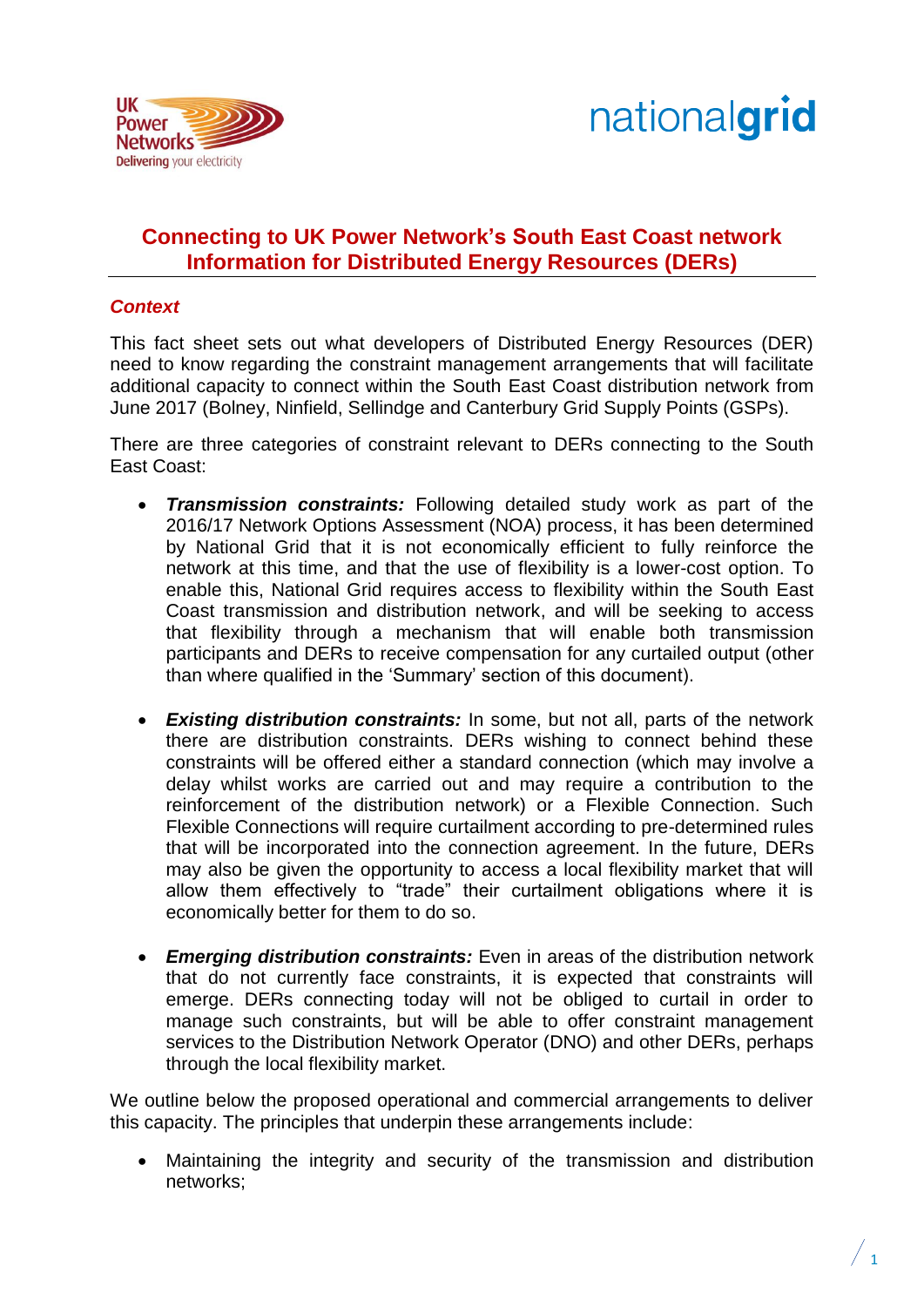# Connecting to UK Power Network's South East Coast network Information for Distributed Energy Resources (DERs)

## *Context*

This fact sheet sets out what developers of Distributed Energy Resources (DER) need to know regarding the constraint management arrangements that will facilitate additional capacity to connect within the South East Coast distribution network from June 2017 (Bolney, Ninfield, Sellindge and Canterbury Grid Supply Points (GSPs).

There are three categories of constraint relevant to DERs connecting to the South East Coast:

- ***Transmission constraints:*** Following detailed study work as part of the 2016/17 Network Options Assessment (NOA) process, it has been determined by National Grid that it is not economically efficient to fully reinforce the network at this time, and that the use of flexibility is a lower-cost option. To enable this, National Grid requires access to flexibility within the South East Coast transmission and distribution network, and will be seeking to access that flexibility through a mechanism that will enable both transmission participants and DERs to receive compensation for any curtailed output (other than where qualified in the 'Summary' section of this document).

- ***Existing distribution constraints:*** In some, but not all, parts of the network there are distribution constraints. DERs wishing to connect behind these constraints will be offered either a standard connection (which may involve a delay whilst works are carried out and may require a contribution to the reinforcement of the distribution network) or a Flexible Connection. Such Flexible Connections will require curtailment according to pre-determined rules that will be incorporated into the connection agreement. In the future, DERs may also be given the opportunity to access a local flexibility market that will allow them effectively to "trade" their curtailment obligations where it is economically better for them to do so.

- ***Emerging distribution constraints:*** Even in areas of the distribution network that do not currently face constraints, it is expected that constraints will emerge. DERs connecting today will not be obliged to curtail in order to manage such constraints, but will be able to offer constraint management services to the Distribution Network Operator (DNO) and other DERs, perhaps through the local flexibility market.

We outline below the proposed operational and commercial arrangements to deliver this capacity. The principles that underpin these arrangements include:

- Maintaining the integrity and security of the transmission and distribution networks;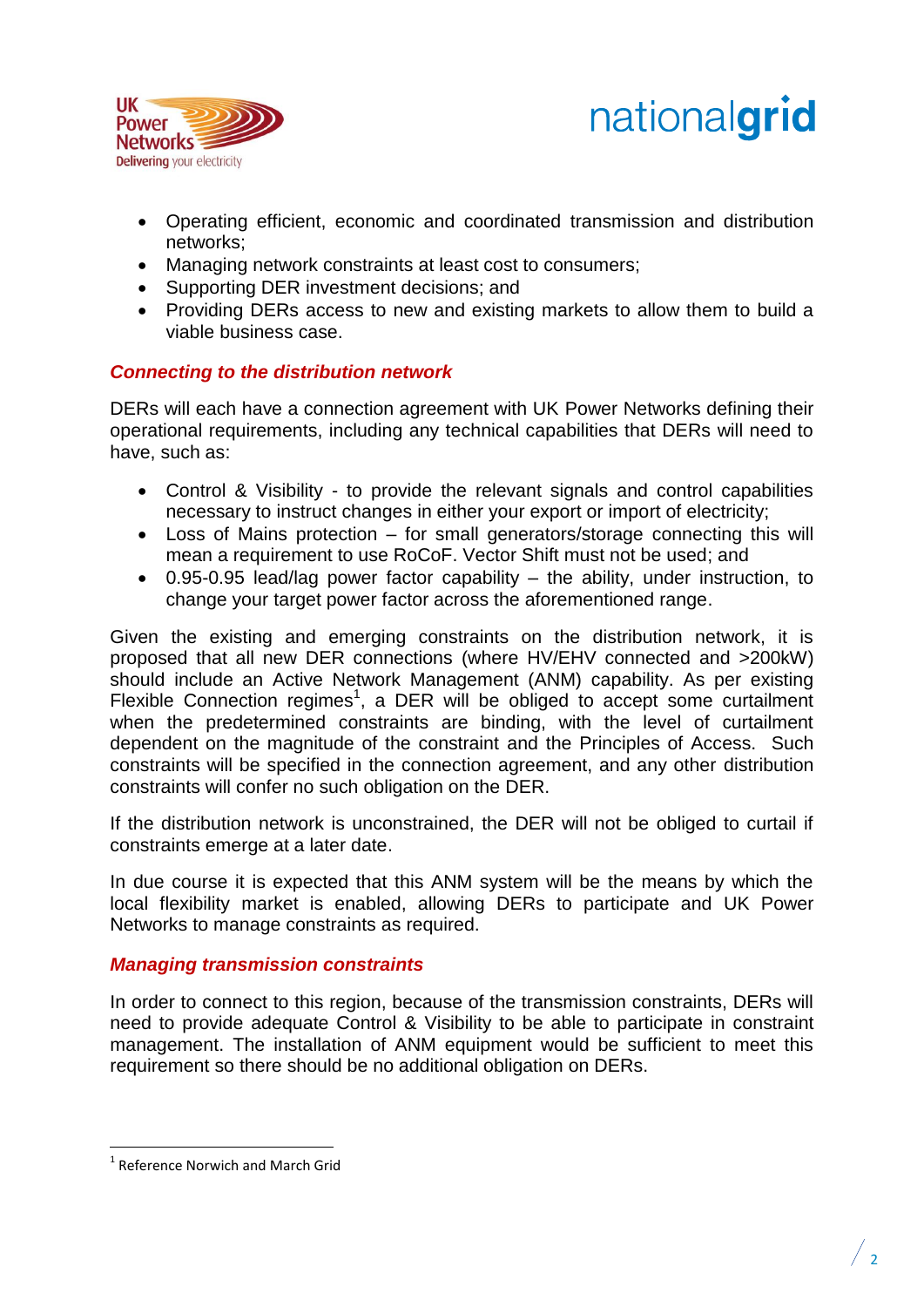- Operating efficient, economic and coordinated transmission and distribution networks;
- Managing network constraints at least cost to consumers;
- Supporting DER investment decisions; and
- Providing DERs access to new and existing markets to allow them to build a viable business case.

### *Connecting to the distribution network*

DERs will each have a connection agreement with UK Power Networks defining their operational requirements, including any technical capabilities that DERs will need to have, such as:

- Control & Visibility - to provide the relevant signals and control capabilities necessary to instruct changes in either your export or import of electricity;
- Loss of Mains protection – for small generators/storage connecting this will mean a requirement to use RoCoF. Vector Shift must not be used; and
- 0.95-0.95 lead/lag power factor capability – the ability, under instruction, to change your target power factor across the aforementioned range.

Given the existing and emerging constraints on the distribution network, it is proposed that all new DER connections (where HV/EHV connected and >200kW) should include an Active Network Management (ANM) capability. As per existing Flexible Connection regimes[1], a DER will be obliged to accept some curtailment when the predetermined constraints are binding, with the level of curtailment dependent on the magnitude of the constraint and the Principles of Access. Such constraints will be specified in the connection agreement, and any other distribution constraints will confer no such obligation on the DER.

If the distribution network is unconstrained, the DER will not be obliged to curtail if constraints emerge at a later date.

In due course it is expected that this ANM system will be the means by which the local flexibility market is enabled, allowing DERs to participate and UK Power Networks to manage constraints as required.

### *Managing transmission constraints*

In order to connect to this region, because of the transmission constraints, DERs will need to provide adequate Control & Visibility to be able to participate in constraint management. The installation of ANM equipment would be sufficient to meet this requirement so there should be no additional obligation on DERs.

---

[1] Reference Norwich and March Grid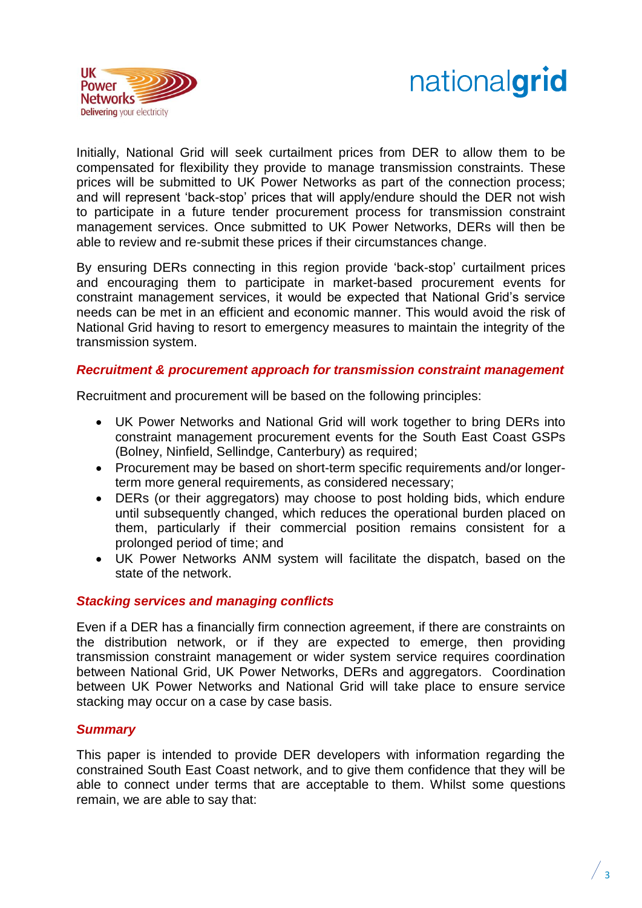Initially, National Grid will seek curtailment prices from DER to allow them to be compensated for flexibility they provide to manage transmission constraints. These prices will be submitted to UK Power Networks as part of the connection process; and will represent 'back-stop' prices that will apply/endure should the DER not wish to participate in a future tender procurement process for transmission constraint management services. Once submitted to UK Power Networks, DERs will then be able to review and re-submit these prices if their circumstances change.

By ensuring DERs connecting in this region provide 'back-stop' curtailment prices and encouraging them to participate in market-based procurement events for constraint management services, it would be expected that National Grid's service needs can be met in an efficient and economic manner. This would avoid the risk of National Grid having to resort to emergency measures to maintain the integrity of the transmission system.

### *Recruitment & procurement approach for transmission constraint management*

Recruitment and procurement will be based on the following principles:

- UK Power Networks and National Grid will work together to bring DERs into constraint management procurement events for the South East Coast GSPs (Bolney, Ninfield, Sellindge, Canterbury) as required;
- Procurement may be based on short-term specific requirements and/or longer-term more general requirements, as considered necessary;
- DERs (or their aggregators) may choose to post holding bids, which endure until subsequently changed, which reduces the operational burden placed on them, particularly if their commercial position remains consistent for a prolonged period of time; and
- UK Power Networks ANM system will facilitate the dispatch, based on the state of the network.

### *Stacking services and managing conflicts*

Even if a DER has a financially firm connection agreement, if there are constraints on the distribution network, or if they are expected to emerge, then providing transmission constraint management or wider system service requires coordination between National Grid, UK Power Networks, DERs and aggregators. Coordination between UK Power Networks and National Grid will take place to ensure service stacking may occur on a case by case basis.

### *Summary*

This paper is intended to provide DER developers with information regarding the constrained South East Coast network, and to give them confidence that they will be able to connect under terms that are acceptable to them. Whilst some questions remain, we are able to say that: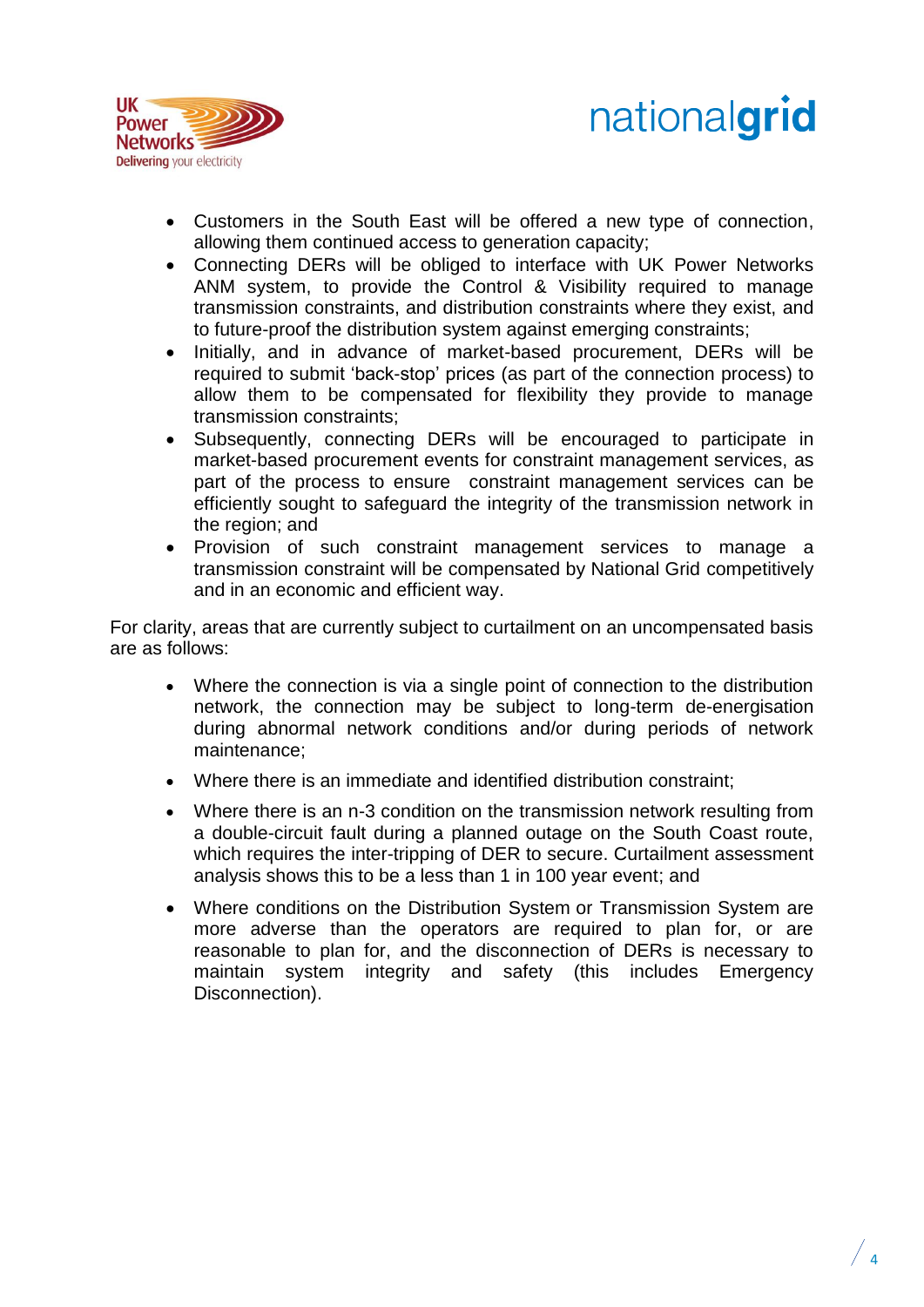- Customers in the South East will be offered a new type of connection, allowing them continued access to generation capacity;
- Connecting DERs will be obliged to interface with UK Power Networks ANM system, to provide the Control & Visibility required to manage transmission constraints, and distribution constraints where they exist, and to future-proof the distribution system against emerging constraints;
- Initially, and in advance of market-based procurement, DERs will be required to submit 'back-stop' prices (as part of the connection process) to allow them to be compensated for flexibility they provide to manage transmission constraints;
- Subsequently, connecting DERs will be encouraged to participate in market-based procurement events for constraint management services, as part of the process to ensure constraint management services can be efficiently sought to safeguard the integrity of the transmission network in the region; and
- Provision of such constraint management services to manage a transmission constraint will be compensated by National Grid competitively and in an economic and efficient way.

For clarity, areas that are currently subject to curtailment on an uncompensated basis are as follows:

- Where the connection is via a single point of connection to the distribution network, the connection may be subject to long-term de-energisation during abnormal network conditions and/or during periods of network maintenance;
- Where there is an immediate and identified distribution constraint;
- Where there is an n-3 condition on the transmission network resulting from a double-circuit fault during a planned outage on the South Coast route, which requires the inter-tripping of DER to secure. Curtailment assessment analysis shows this to be a less than 1 in 100 year event; and
- Where conditions on the Distribution System or Transmission System are more adverse than the operators are required to plan for, or are reasonable to plan for, and the disconnection of DERs is necessary to maintain system integrity and safety (this includes Emergency Disconnection).